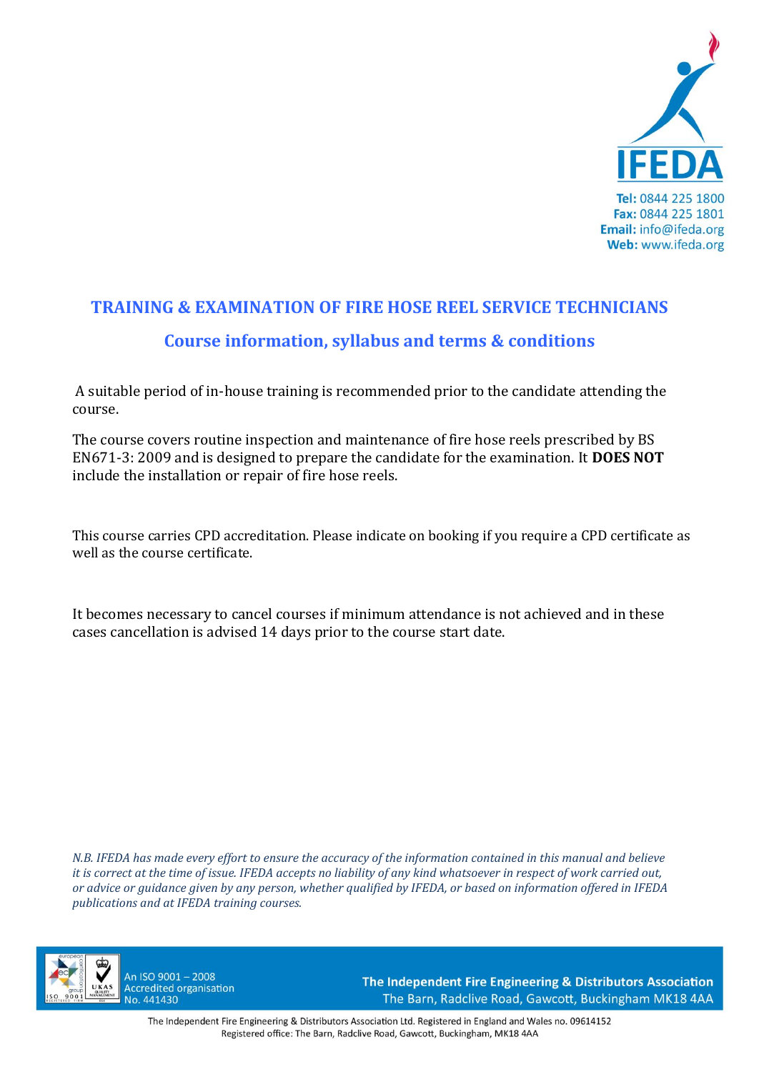IFEDA

**Tel:** 0844 225 1800
**Fax:** 0844 225 1801
**Email:** info@ifeda.org
**Web:** www.ifeda.org

## TRAINING & EXAMINATION OF FIRE HOSE REEL SERVICE TECHNICIANS

### Course information, syllabus and terms & conditions

A suitable period of in-house training is recommended prior to the candidate attending the course.

The course covers routine inspection and maintenance of fire hose reels prescribed by BS EN671-3: 2009 and is designed to prepare the candidate for the examination. It **DOES NOT** include the installation or repair of fire hose reels.

This course carries CPD accreditation. Please indicate on booking if you require a CPD certificate as well as the course certificate.

It becomes necessary to cancel courses if minimum attendance is not achieved and in these cases cancellation is advised 14 days prior to the course start date.

*N.B. IFEDA has made every effort to ensure the accuracy of the information contained in this manual and believe it is correct at the time of issue. IFEDA accepts no liability of any kind whatsoever in respect of work carried out, or advice or guidance given by any person, whether qualified by IFEDA, or based on information offered in IFEDA publications and at IFEDA training courses.*

An ISO 9001 – 2008 Accredited organisation No. 441430

**The Independent Fire Engineering & Distributors Association**
The Barn, Radclive Road, Gawcott, Buckingham MK18 4AA

The Independent Fire Engineering & Distributors Association Ltd. Registered in England and Wales no. 09614152
Registered office: The Barn, Radclive Road, Gawcott, Buckingham, MK18 4AA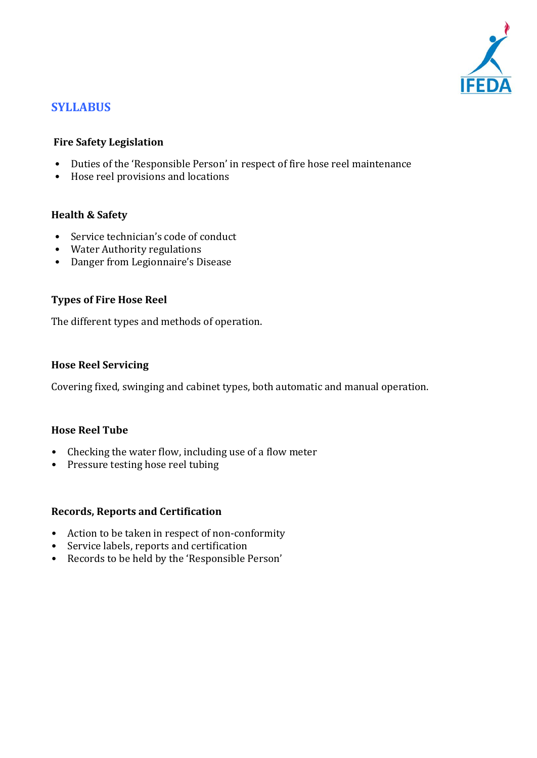## SYLLABUS

### Fire Safety Legislation

- Duties of the 'Responsible Person' in respect of fire hose reel maintenance
- Hose reel provisions and locations

### Health & Safety

- Service technician's code of conduct
- Water Authority regulations
- Danger from Legionnaire's Disease

### Types of Fire Hose Reel

The different types and methods of operation.

### Hose Reel Servicing

Covering fixed, swinging and cabinet types, both automatic and manual operation.

### Hose Reel Tube

- Checking the water flow, including use of a flow meter
- Pressure testing hose reel tubing

### Records, Reports and Certification

- Action to be taken in respect of non-conformity
- Service labels, reports and certification
- Records to be held by the 'Responsible Person'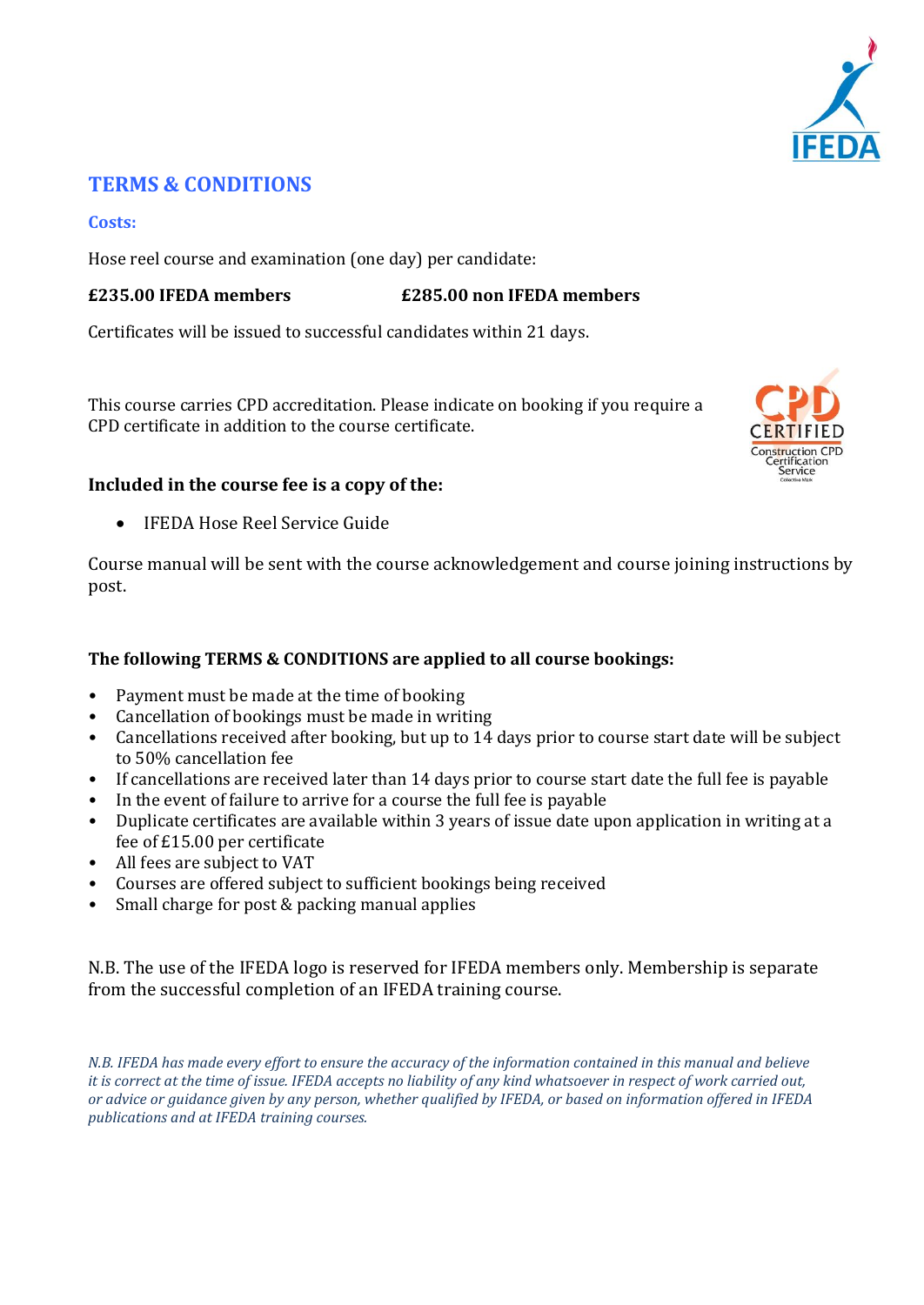## TERMS & CONDITIONS

### Costs:

Hose reel course and examination (one day) per candidate:

**£235.00 IFEDA members** **£285.00 non IFEDA members**

Certificates will be issued to successful candidates within 21 days.

This course carries CPD accreditation. Please indicate on booking if you require a CPD certificate in addition to the course certificate.

**Included in the course fee is a copy of the:**

- IFEDA Hose Reel Service Guide

Course manual will be sent with the course acknowledgement and course joining instructions by post.

**The following TERMS & CONDITIONS are applied to all course bookings:**

- Payment must be made at the time of booking
- Cancellation of bookings must be made in writing
- Cancellations received after booking, but up to 14 days prior to course start date will be subject to 50% cancellation fee
- If cancellations are received later than 14 days prior to course start date the full fee is payable
- In the event of failure to arrive for a course the full fee is payable
- Duplicate certificates are available within 3 years of issue date upon application in writing at a fee of £15.00 per certificate
- All fees are subject to VAT
- Courses are offered subject to sufficient bookings being received
- Small charge for post & packing manual applies

N.B. The use of the IFEDA logo is reserved for IFEDA members only. Membership is separate from the successful completion of an IFEDA training course.

*N.B. IFEDA has made every effort to ensure the accuracy of the information contained in this manual and believe it is correct at the time of issue. IFEDA accepts no liability of any kind whatsoever in respect of work carried out, or advice or guidance given by any person, whether qualified by IFEDA, or based on information offered in IFEDA publications and at IFEDA training courses.*